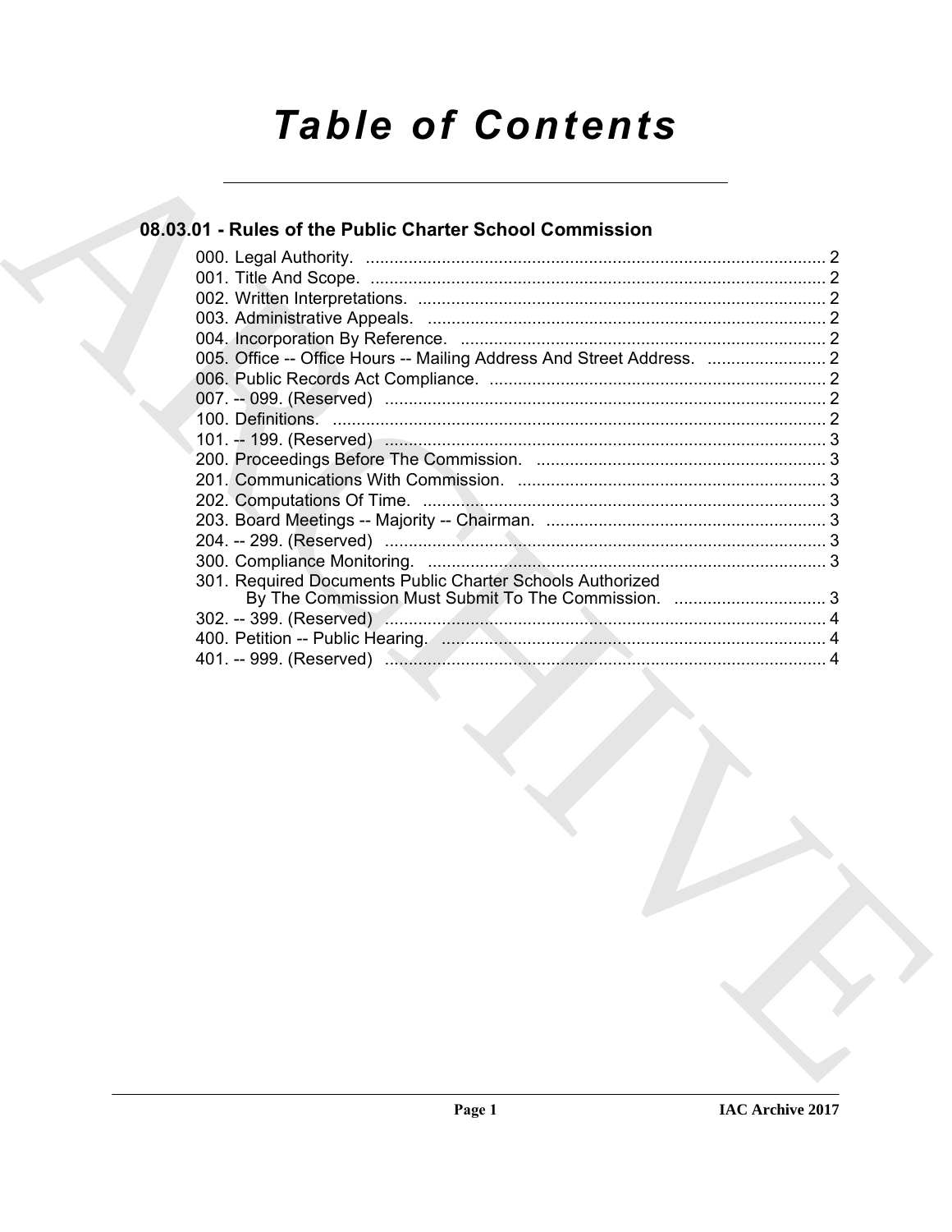# Table of Contents

## 08.03.01 - Rules of the Public Charter School Commission

000. Legal Authority. ................................................................................................ 2
001. Title And Scope. ................................................................................................ 2
002. Written Interpretations. ...................................................................................... 2
003. Administrative Appeals. .................................................................................... 2
004. Incorporation By Reference. ............................................................................. 2
005. Office -- Office Hours -- Mailing Address And Street Address. ......................... 2
006. Public Records Act Compliance. ....................................................................... 2
007. -- 099. (Reserved) ............................................................................................. 2
100. Definitions. ........................................................................................................ 2
101. -- 199. (Reserved) ............................................................................................. 3
200. Proceedings Before The Commission. ............................................................. 3
201. Communications With Commission. ................................................................. 3
202. Computations Of Time. ..................................................................................... 3
203. Board Meetings -- Majority -- Chairman. ........................................................... 3
204. -- 299. (Reserved) ............................................................................................. 3
300. Compliance Monitoring. .................................................................................... 3
301. Required Documents Public Charter Schools Authorized By The Commission Must Submit To The Commission. ................................ 3
302. -- 399. (Reserved) ............................................................................................. 4
400. Petition -- Public Hearing. ................................................................................. 4
401. -- 999. (Reserved) ............................................................................................. 4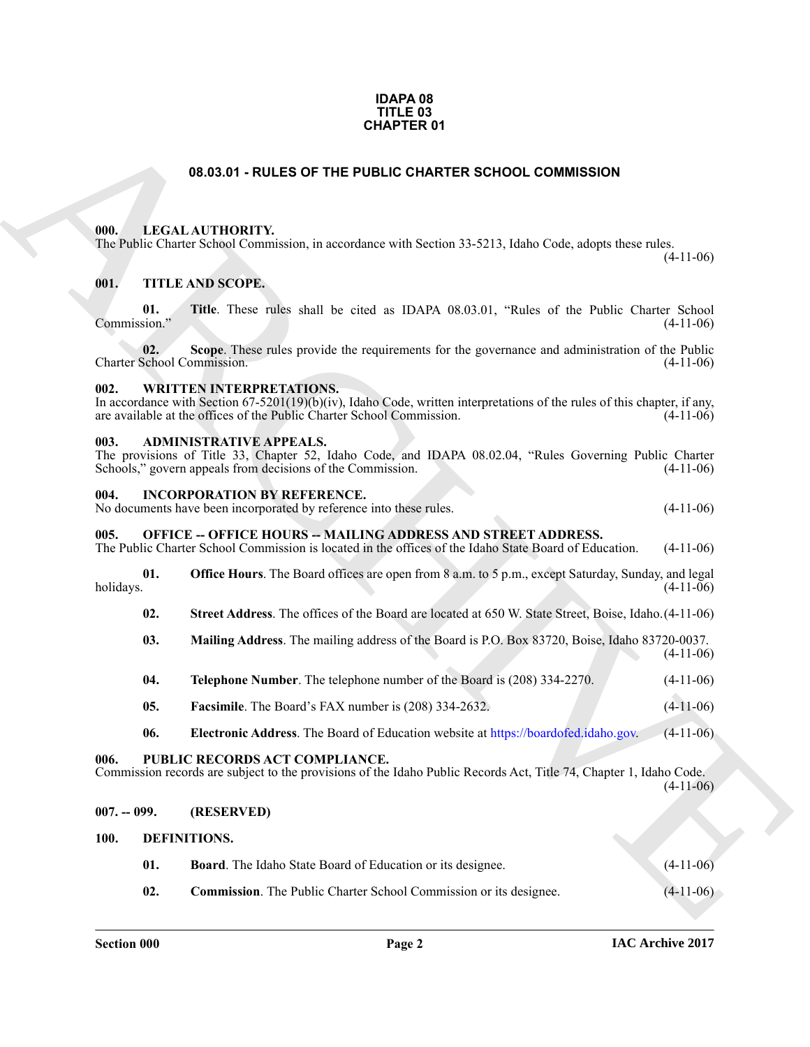**IDAPA 08**
**TITLE 03**
**CHAPTER 01**

## 08.03.01 - RULES OF THE PUBLIC CHARTER SCHOOL COMMISSION

### 000. LEGAL AUTHORITY.

The Public Charter School Commission, in accordance with Section 33-5213, Idaho Code, adopts these rules. (4-11-06)

### 001. TITLE AND SCOPE.

**01. Title**. These rules shall be cited as IDAPA 08.03.01, "Rules of the Public Charter School Commission." (4-11-06)

**02. Scope**. These rules provide the requirements for the governance and administration of the Public Charter School Commission. (4-11-06)

### 002. WRITTEN INTERPRETATIONS.

In accordance with Section 67-5201(19)(b)(iv), Idaho Code, written interpretations of the rules of this chapter, if any, are available at the offices of the Public Charter School Commission. (4-11-06)

### 003. ADMINISTRATIVE APPEALS.

The provisions of Title 33, Chapter 52, Idaho Code, and IDAPA 08.02.04, "Rules Governing Public Charter Schools," govern appeals from decisions of the Commission. (4-11-06)

### 004. INCORPORATION BY REFERENCE.

No documents have been incorporated by reference into these rules. (4-11-06)

### 005. OFFICE -- OFFICE HOURS -- MAILING ADDRESS AND STREET ADDRESS.

The Public Charter School Commission is located in the offices of the Idaho State Board of Education. (4-11-06)

**01. Office Hours**. The Board offices are open from 8 a.m. to 5 p.m., except Saturday, Sunday, and legal holidays. (4-11-06)

**02. Street Address**. The offices of the Board are located at 650 W. State Street, Boise, Idaho. (4-11-06)

**03. Mailing Address**. The mailing address of the Board is P.O. Box 83720, Boise, Idaho 83720-0037. (4-11-06)

**04. Telephone Number**. The telephone number of the Board is (208) 334-2270. (4-11-06)

**05. Facsimile**. The Board's FAX number is (208) 334-2632. (4-11-06)

**06. Electronic Address**. The Board of Education website at https://boardofed.idaho.gov. (4-11-06)

### 006. PUBLIC RECORDS ACT COMPLIANCE.

Commission records are subject to the provisions of the Idaho Public Records Act, Title 74, Chapter 1, Idaho Code. (4-11-06)

### 007. -- 099. (RESERVED)

### 100. DEFINITIONS.

**01. Board**. The Idaho State Board of Education or its designee. (4-11-06)

**02. Commission**. The Public Charter School Commission or its designee. (4-11-06)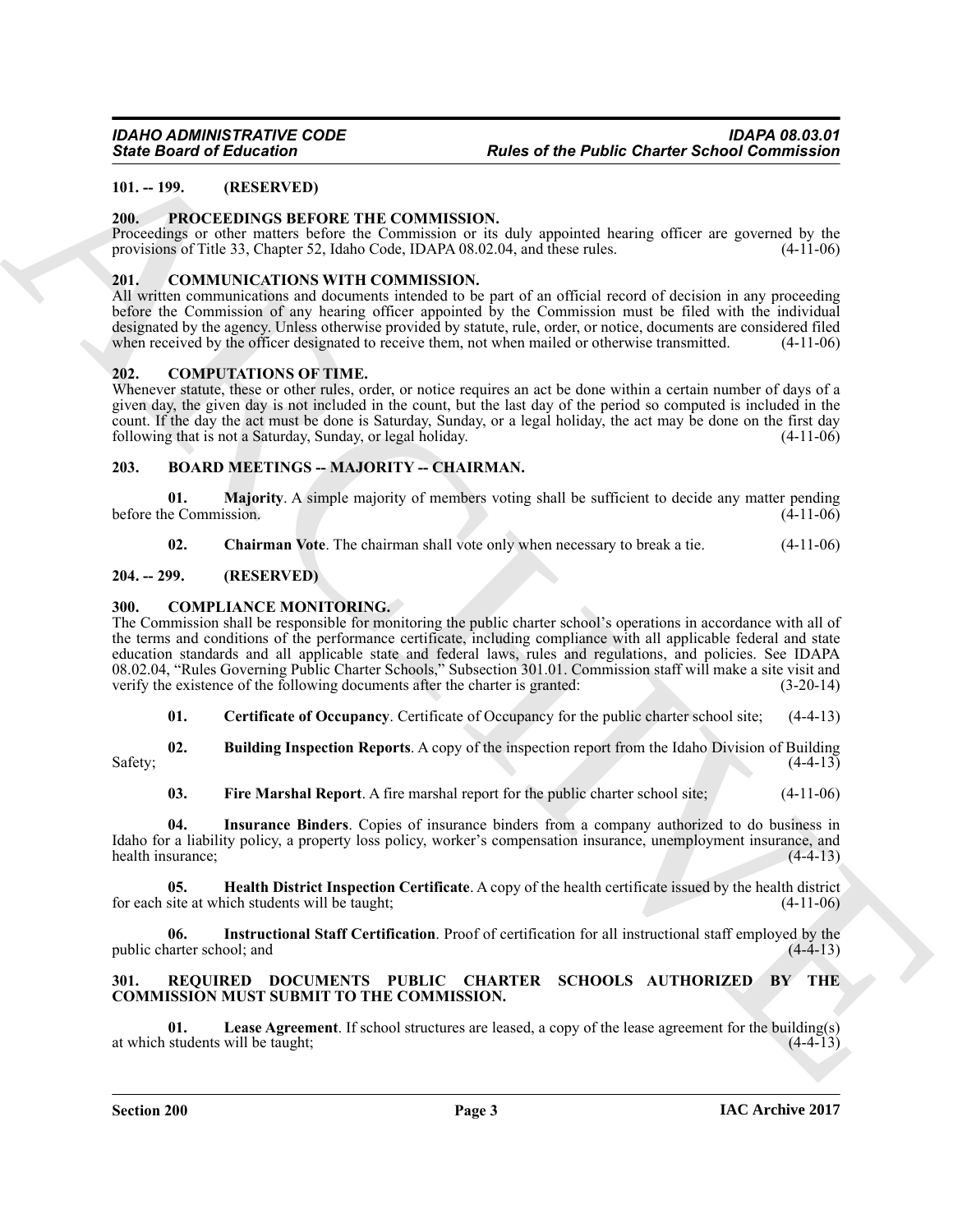**101. -- 199. (RESERVED)**

**200. PROCEEDINGS BEFORE THE COMMISSION.**

Proceedings or other matters before the Commission or its duly appointed hearing officer are governed by the provisions of Title 33, Chapter 52, Idaho Code, IDAPA 08.02.04, and these rules. (4-11-06)

**201. COMMUNICATIONS WITH COMMISSION.**

All written communications and documents intended to be part of an official record of decision in any proceeding before the Commission of any hearing officer appointed by the Commission must be filed with the individual designated by the agency. Unless otherwise provided by statute, rule, order, or notice, documents are considered filed when received by the officer designated to receive them, not when mailed or otherwise transmitted. (4-11-06)

**202. COMPUTATIONS OF TIME.**

Whenever statute, these or other rules, order, or notice requires an act be done within a certain number of days of a given day, the given day is not included in the count, but the last day of the period so computed is included in the count. If the day the act must be done is Saturday, Sunday, or a legal holiday, the act may be done on the first day following that is not a Saturday, Sunday, or legal holiday. (4-11-06)

**203. BOARD MEETINGS -- MAJORITY -- CHAIRMAN.**

**01. Majority**. A simple majority of members voting shall be sufficient to decide any matter pending before the Commission. (4-11-06)

**02. Chairman Vote**. The chairman shall vote only when necessary to break a tie. (4-11-06)

**204. -- 299. (RESERVED)**

**300. COMPLIANCE MONITORING.**

The Commission shall be responsible for monitoring the public charter school's operations in accordance with all of the terms and conditions of the performance certificate, including compliance with all applicable federal and state education standards and all applicable state and federal laws, rules and regulations, and policies. See IDAPA 08.02.04, "Rules Governing Public Charter Schools," Subsection 301.01. Commission staff will make a site visit and verify the existence of the following documents after the charter is granted: (3-20-14)

**01. Certificate of Occupancy**. Certificate of Occupancy for the public charter school site; (4-4-13)

**02. Building Inspection Reports**. A copy of the inspection report from the Idaho Division of Building Safety; (4-4-13)

**03. Fire Marshal Report**. A fire marshal report for the public charter school site; (4-11-06)

**04. Insurance Binders**. Copies of insurance binders from a company authorized to do business in Idaho for a liability policy, a property loss policy, worker's compensation insurance, unemployment insurance, and health insurance; (4-4-13)

**05. Health District Inspection Certificate**. A copy of the health certificate issued by the health district for each site at which students will be taught; (4-11-06)

**06. Instructional Staff Certification**. Proof of certification for all instructional staff employed by the public charter school; and (4-4-13)

**301. REQUIRED DOCUMENTS PUBLIC CHARTER SCHOOLS AUTHORIZED BY THE COMMISSION MUST SUBMIT TO THE COMMISSION.**

**01. Lease Agreement**. If school structures are leased, a copy of the lease agreement for the building(s) at which students will be taught; (4-4-13)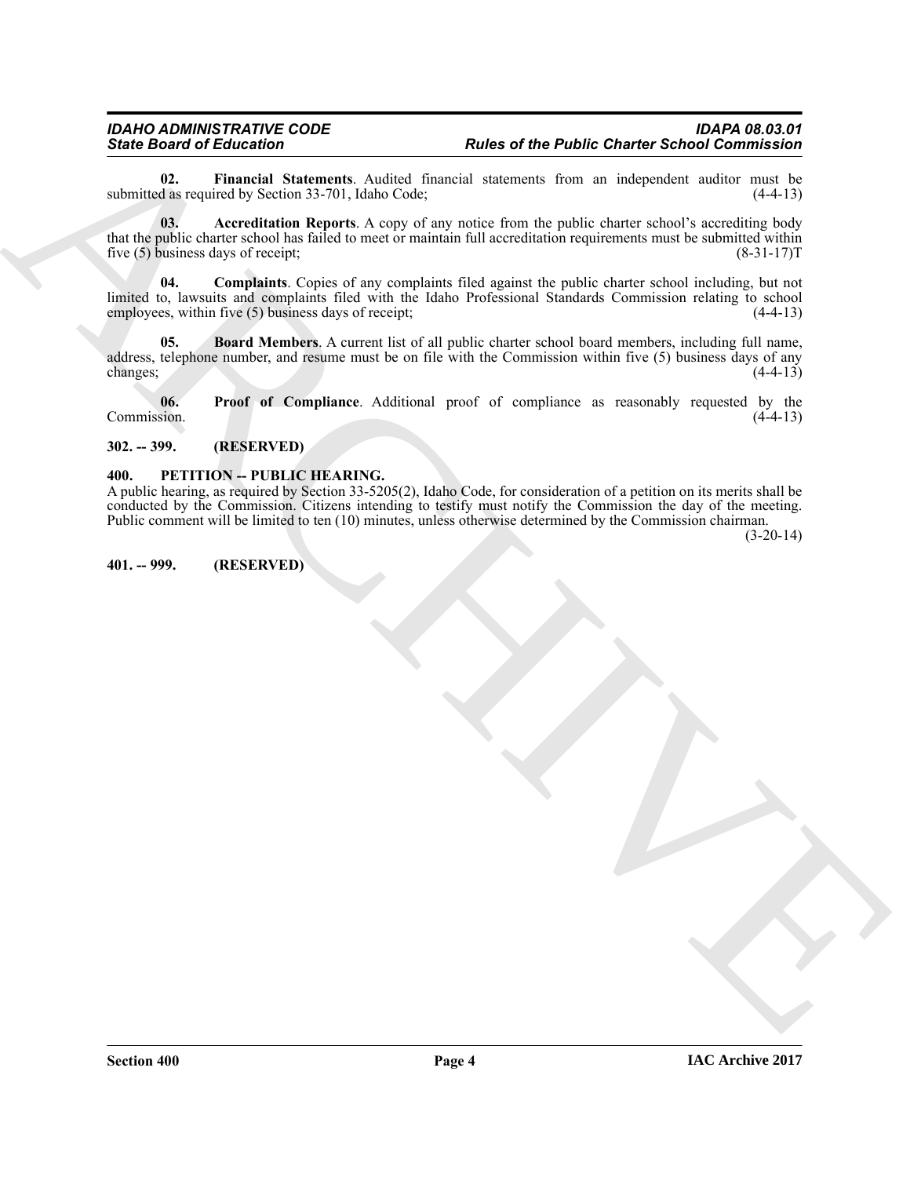**02. Financial Statements**. Audited financial statements from an independent auditor must be submitted as required by Section 33-701, Idaho Code; (4-4-13)

**03. Accreditation Reports**. A copy of any notice from the public charter school's accrediting body that the public charter school has failed to meet or maintain full accreditation requirements must be submitted within five (5) business days of receipt; (8-31-17)T

**04. Complaints**. Copies of any complaints filed against the public charter school including, but not limited to, lawsuits and complaints filed with the Idaho Professional Standards Commission relating to school employees, within five (5) business days of receipt; (4-4-13)

**05. Board Members**. A current list of all public charter school board members, including full name, address, telephone number, and resume must be on file with the Commission within five (5) business days of any changes; (4-4-13)

**06. Proof of Compliance**. Additional proof of compliance as reasonably requested by the Commission. (4-4-13)

**302. -- 399. (RESERVED)**

**400. PETITION -- PUBLIC HEARING.**

A public hearing, as required by Section 33-5205(2), Idaho Code, for consideration of a petition on its merits shall be conducted by the Commission. Citizens intending to testify must notify the Commission the day of the meeting. Public comment will be limited to ten (10) minutes, unless otherwise determined by the Commission chairman. (3-20-14)

**401. -- 999. (RESERVED)**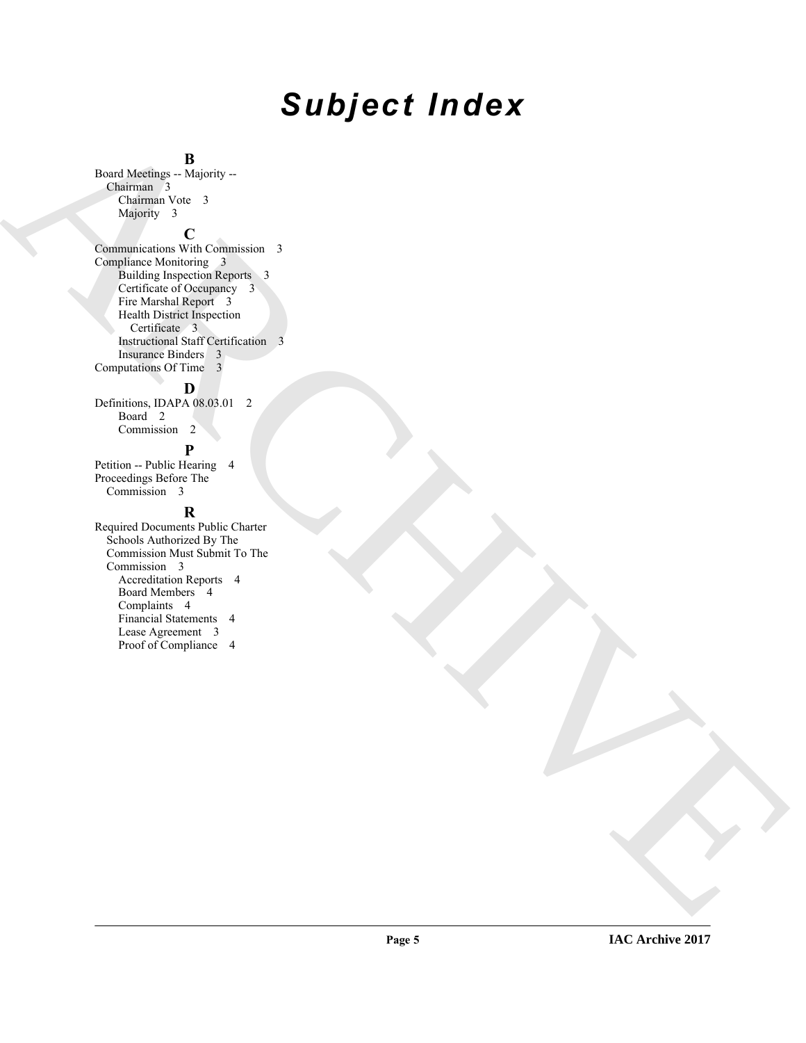# *Subject Index*

**B**

Board Meetings -- Majority -- Chairman 3
- Chairman Vote 3
- Majority 3

**C**

Communications With Commission 3

Compliance Monitoring 3
- Building Inspection Reports 3
- Certificate of Occupancy 3
- Fire Marshal Report 3
- Health District Inspection Certificate 3
- Instructional Staff Certification 3
- Insurance Binders 3

Computations Of Time 3

**D**

Definitions, IDAPA 08.03.01 2
- Board 2
- Commission 2

**P**

Petition -- Public Hearing 4

Proceedings Before The Commission 3

**R**

Required Documents Public Charter Schools Authorized By The Commission Must Submit To The Commission 3
- Accreditation Reports 4
- Board Members 4
- Complaints 4
- Financial Statements 4
- Lease Agreement 3
- Proof of Compliance 4